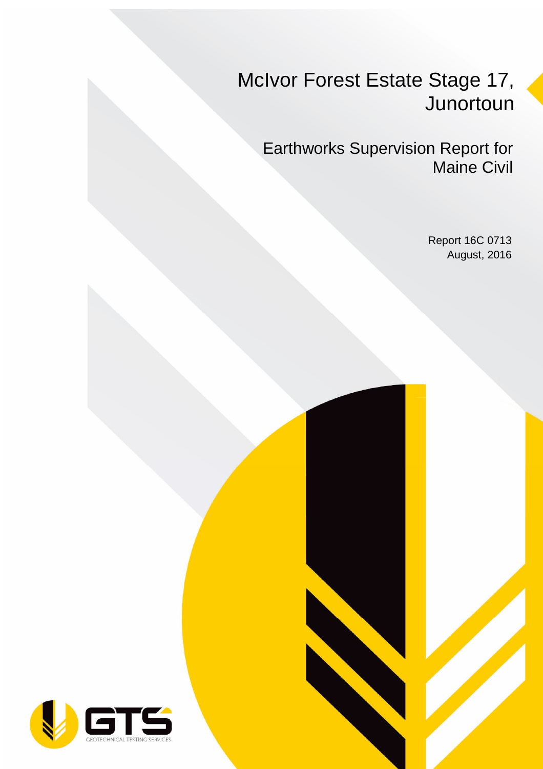# McIvor Forest Estate Stage 17, Junortoun

## Earthworks Supervision Report for Maine Civil

Report 16C 0713
August, 2016

GTS
GEOTECHNICAL TESTING SERVICES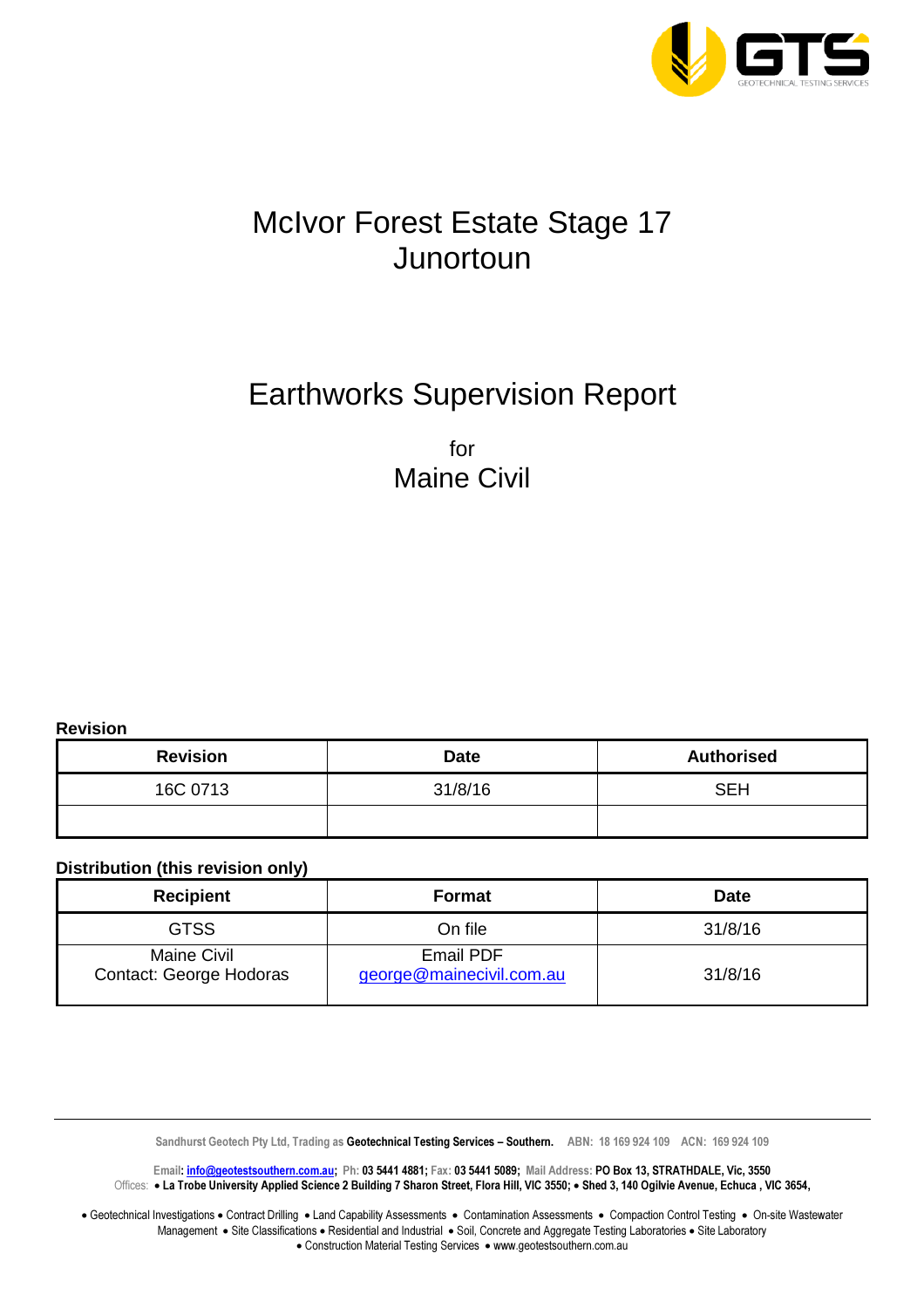# McIvor Forest Estate Stage 17
# Junortoun

# Earthworks Supervision Report

for

## Maine Civil

**Revision**

| Revision | Date | Authorised |
|---|---|---|
| 16C 0713 | 31/8/16 | SEH |
| | | |

**Distribution (this revision only)**

| Recipient | Format | Date |
|---|---|---|
| GTSS | On file | 31/8/16 |
| Maine Civil<br>Contact: George Hodoras | Email PDF<br>george@mainecivil.com.au | 31/8/16 |

Sandhurst Geotech Pty Ltd, Trading as **Geotechnical Testing Services – Southern.** ABN: 18 169 924 109 ACN: 169 924 109

Email: **info@geotestsouthern.com.au**; Ph: **03 5441 4881**; Fax: **03 5441 5089**; Mail Address: **PO Box 13, STRATHDALE, Vic, 3550**

Offices: • **La Trobe University Applied Science 2 Building 7 Sharon Street, Flora Hill, VIC 3550;** • **Shed 3, 140 Ogilvie Avenue, Echuca , VIC 3654,**

• Geotechnical Investigations • Contract Drilling • Land Capability Assessments • Contamination Assessments • Compaction Control Testing • On-site Wastewater Management • Site Classifications • Residential and Industrial • Soil, Concrete and Aggregate Testing Laboratories • Site Laboratory • Construction Material Testing Services • www.geotestsouthern.com.au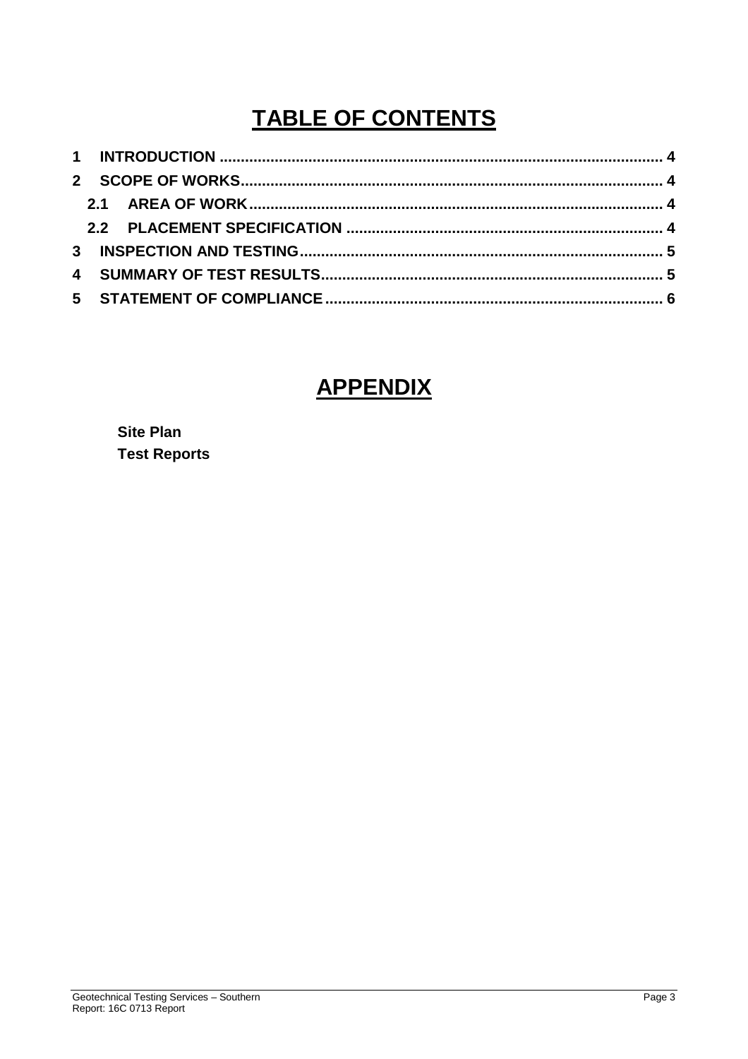# TABLE OF CONTENTS

**1 INTRODUCTION** ........................................................................................................ **4**

**2 SCOPE OF WORKS** .................................................................................................. **4**

- **2.1 AREA OF WORK** ............................................................................................... **4**
- **2.2 PLACEMENT SPECIFICATION** ........................................................................... **4**

**3 INSPECTION AND TESTING** ..................................................................................... **5**

**4 SUMMARY OF TEST RESULTS** ................................................................................. **5**

**5 STATEMENT OF COMPLIANCE** ................................................................................ **6**

# APPENDIX

**Site Plan**

**Test Reports**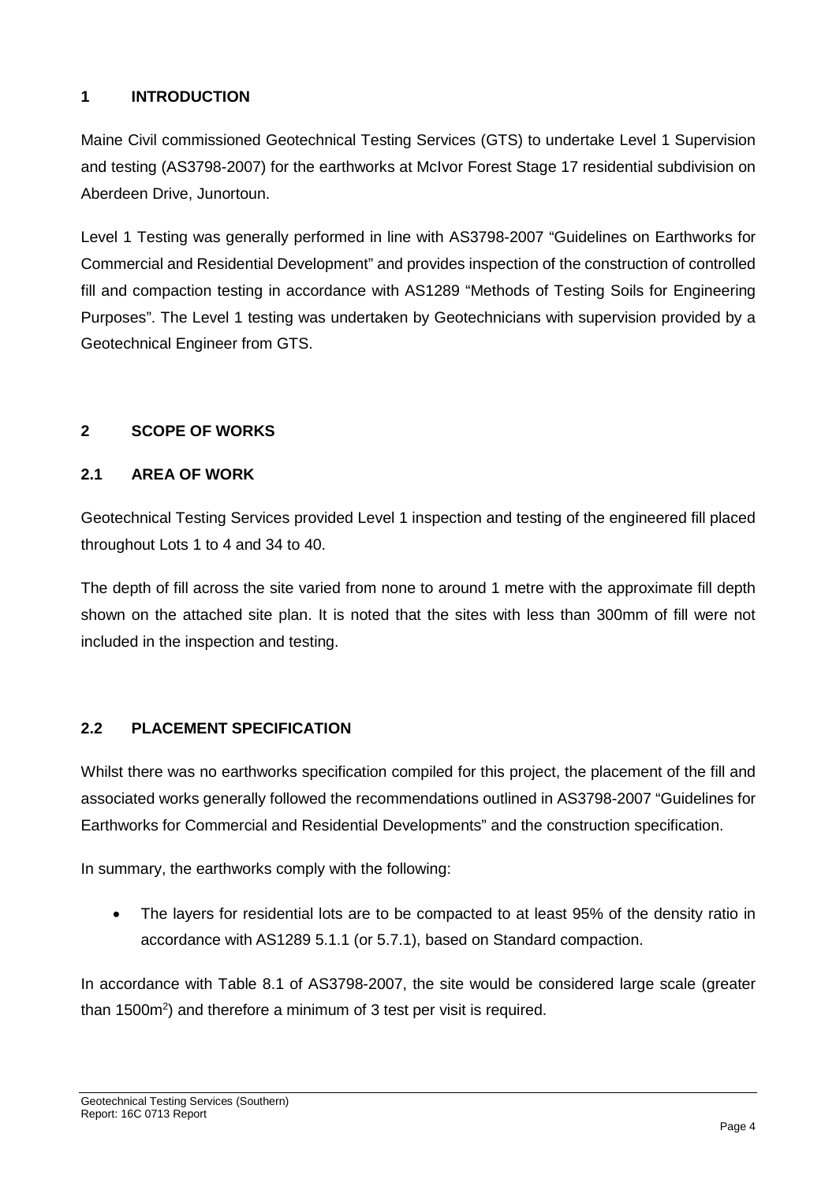## 1 INTRODUCTION

Maine Civil commissioned Geotechnical Testing Services (GTS) to undertake Level 1 Supervision and testing (AS3798-2007) for the earthworks at McIvor Forest Stage 17 residential subdivision on Aberdeen Drive, Junortoun.

Level 1 Testing was generally performed in line with AS3798-2007 "Guidelines on Earthworks for Commercial and Residential Development" and provides inspection of the construction of controlled fill and compaction testing in accordance with AS1289 "Methods of Testing Soils for Engineering Purposes". The Level 1 testing was undertaken by Geotechnicians with supervision provided by a Geotechnical Engineer from GTS.

## 2 SCOPE OF WORKS

### 2.1 AREA OF WORK

Geotechnical Testing Services provided Level 1 inspection and testing of the engineered fill placed throughout Lots 1 to 4 and 34 to 40.

The depth of fill across the site varied from none to around 1 metre with the approximate fill depth shown on the attached site plan. It is noted that the sites with less than 300mm of fill were not included in the inspection and testing.

### 2.2 PLACEMENT SPECIFICATION

Whilst there was no earthworks specification compiled for this project, the placement of the fill and associated works generally followed the recommendations outlined in AS3798-2007 "Guidelines for Earthworks for Commercial and Residential Developments" and the construction specification.

In summary, the earthworks comply with the following:

- The layers for residential lots are to be compacted to at least 95% of the density ratio in accordance with AS1289 5.1.1 (or 5.7.1), based on Standard compaction.

In accordance with Table 8.1 of AS3798-2007, the site would be considered large scale (greater than 1500m$^2$) and therefore a minimum of 3 test per visit is required.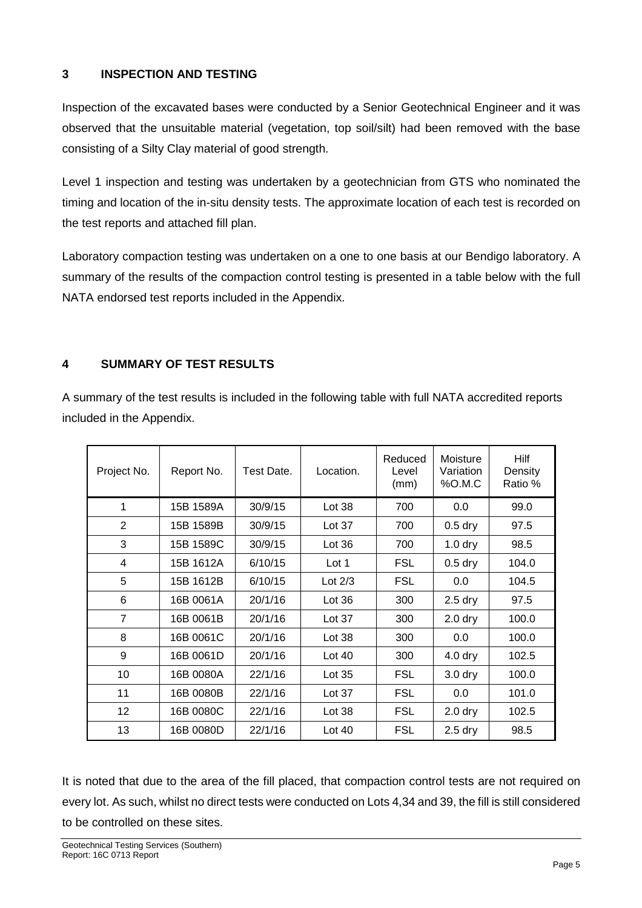## 3 INSPECTION AND TESTING

Inspection of the excavated bases were conducted by a Senior Geotechnical Engineer and it was observed that the unsuitable material (vegetation, top soil/silt) had been removed with the base consisting of a Silty Clay material of good strength.

Level 1 inspection and testing was undertaken by a geotechnician from GTS who nominated the timing and location of the in-situ density tests. The approximate location of each test is recorded on the test reports and attached fill plan.

Laboratory compaction testing was undertaken on a one to one basis at our Bendigo laboratory. A summary of the results of the compaction control testing is presented in a table below with the full NATA endorsed test reports included in the Appendix.

## 4 SUMMARY OF TEST RESULTS

A summary of the test results is included in the following table with full NATA accredited reports included in the Appendix.

| Project No. | Report No. | Test Date. | Location. | Reduced Level (mm) | Moisture Variation %O.M.C | Hilf Density Ratio % |
|---|---|---|---|---|---|---|
| 1 | 15B 1589A | 30/9/15 | Lot 38 | 700 | 0.0 | 99.0 |
| 2 | 15B 1589B | 30/9/15 | Lot 37 | 700 | 0.5 dry | 97.5 |
| 3 | 15B 1589C | 30/9/15 | Lot 36 | 700 | 1.0 dry | 98.5 |
| 4 | 15B 1612A | 6/10/15 | Lot 1 | FSL | 0.5 dry | 104.0 |
| 5 | 15B 1612B | 6/10/15 | Lot 2/3 | FSL | 0.0 | 104.5 |
| 6 | 16B 0061A | 20/1/16 | Lot 36 | 300 | 2.5 dry | 97.5 |
| 7 | 16B 0061B | 20/1/16 | Lot 37 | 300 | 2.0 dry | 100.0 |
| 8 | 16B 0061C | 20/1/16 | Lot 38 | 300 | 0.0 | 100.0 |
| 9 | 16B 0061D | 20/1/16 | Lot 40 | 300 | 4.0 dry | 102.5 |
| 10 | 16B 0080A | 22/1/16 | Lot 35 | FSL | 3.0 dry | 100.0 |
| 11 | 16B 0080B | 22/1/16 | Lot 37 | FSL | 0.0 | 101.0 |
| 12 | 16B 0080C | 22/1/16 | Lot 38 | FSL | 2.0 dry | 102.5 |
| 13 | 16B 0080D | 22/1/16 | Lot 40 | FSL | 2.5 dry | 98.5 |

It is noted that due to the area of the fill placed, that compaction control tests are not required on every lot. As such, whilst no direct tests were conducted on Lots 4,34 and 39, the fill is still considered to be controlled on these sites.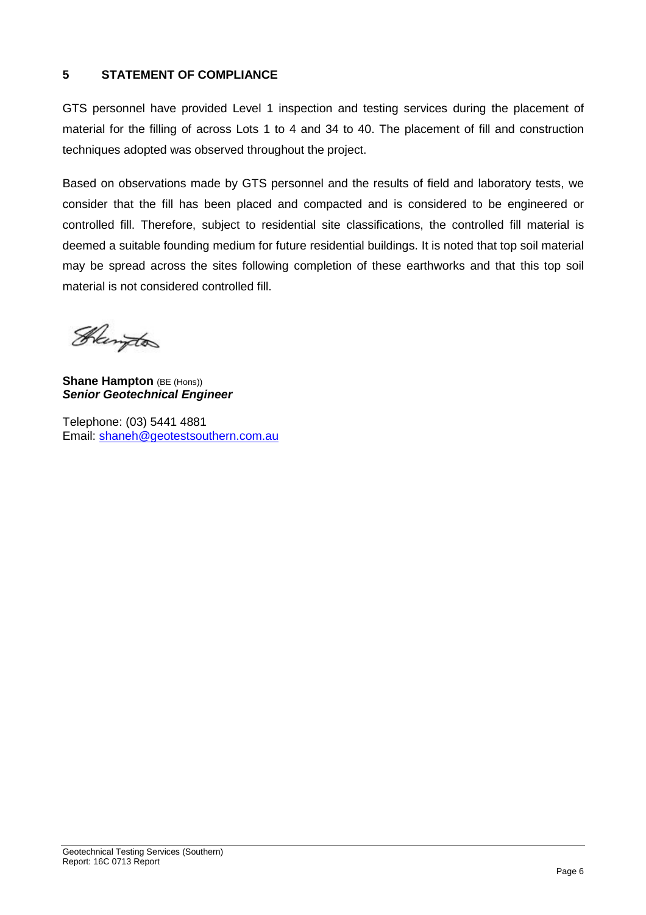## 5 STATEMENT OF COMPLIANCE

GTS personnel have provided Level 1 inspection and testing services during the placement of material for the filling of across Lots 1 to 4 and 34 to 40. The placement of fill and construction techniques adopted was observed throughout the project.

Based on observations made by GTS personnel and the results of field and laboratory tests, we consider that the fill has been placed and compacted and is considered to be engineered or controlled fill. Therefore, subject to residential site classifications, the controlled fill material is deemed a suitable founding medium for future residential buildings. It is noted that top soil material may be spread across the sites following completion of these earthworks and that this top soil material is not considered controlled fill.

**Shane Hampton** (BE (Hons))
***Senior Geotechnical Engineer***

Telephone: (03) 5441 4881
Email: shaneh@geotestsouthern.com.au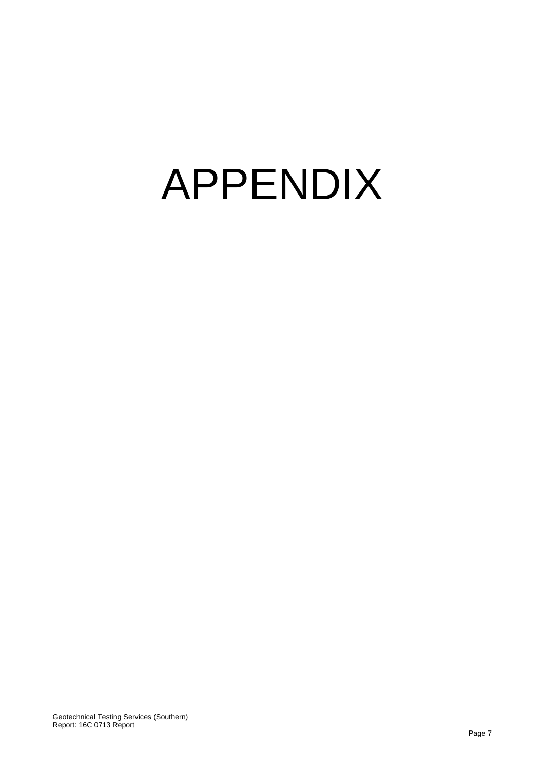# APPENDIX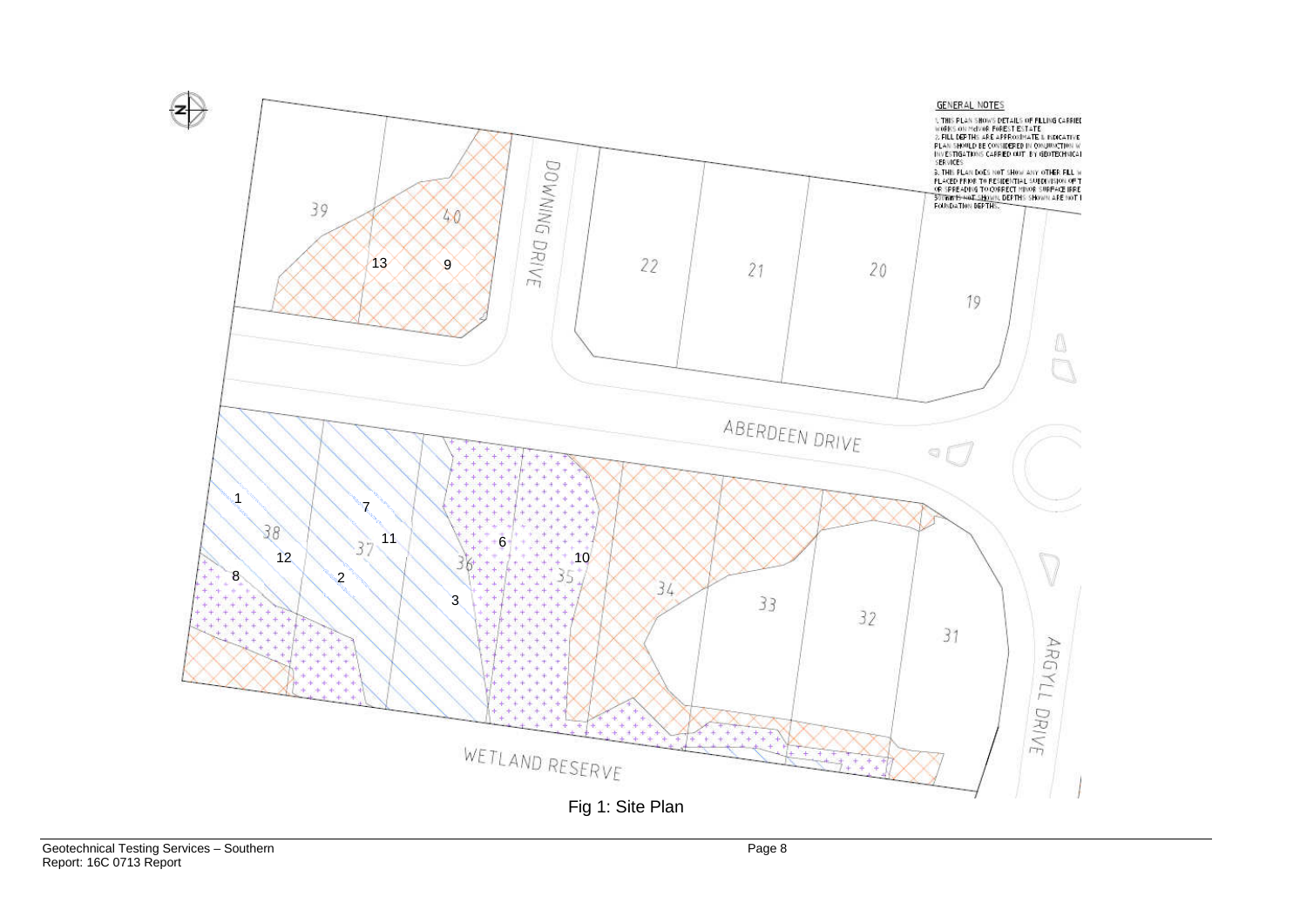GENERAL NOTES

1. THIS PLAN SHOWS DETAILS OF FILLING CARRIED WORKS ON McIVOR FOREST ESTATE
2. FILL DEPTHS ARE APPROXIMATE & INDICATIVE PLAN SHOULD BE CONSIDERED IN CONJUNCTION W INVESTIGATIONS CARRIED OUT BY GEOTECHNICAL SERVICES
3. THIS PLAN DOES NOT SHOW ANY OTHER FILL W PLACED PRIOR TO RESIDENTIAL SUBDIVISION OF T OR SPREADING TO CORRECT MINOR SURFACE IRRE 300mm IS NOT SHOWN. DEPTHS SHOWN ARE NOT I FOUNDATION DEPTHS.

DOWNING DRIVE

ABERDEEN DRIVE

ARGYLL DRIVE

WETLAND RESERVE

39 40 22 21 20 19

38 37 36 35 34 33 32 31

13 9 1 7 11 12 8 2 3 6 10

Fig 1: Site Plan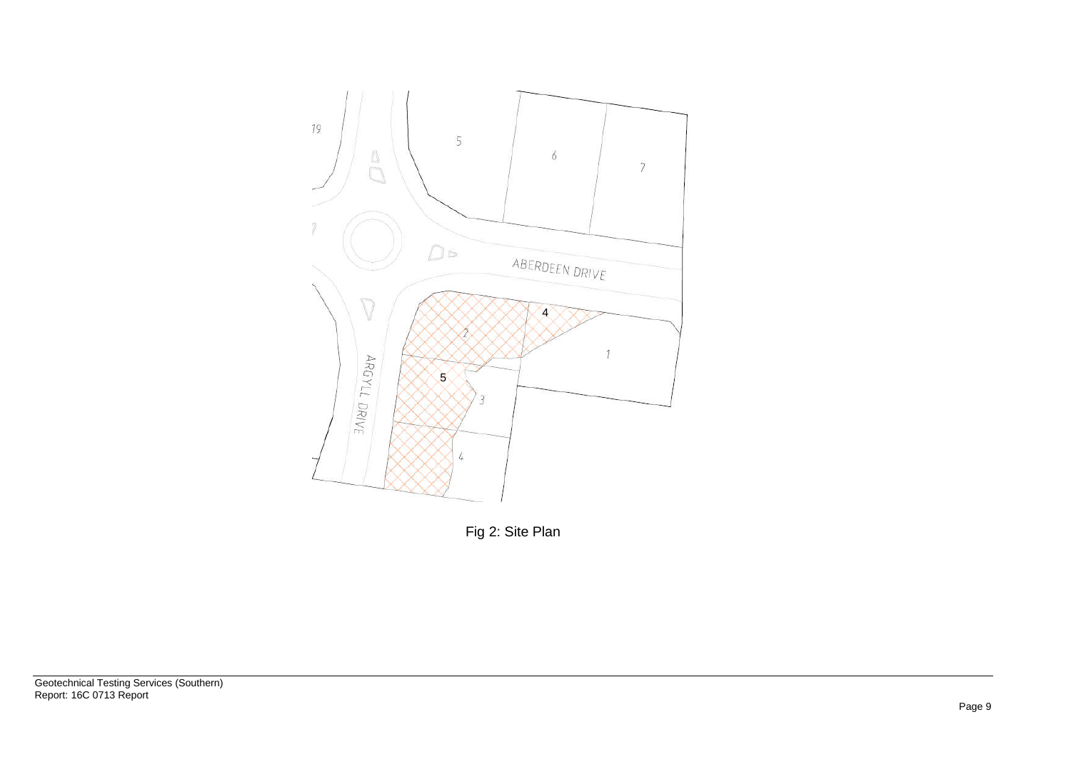Fig 2: Site Plan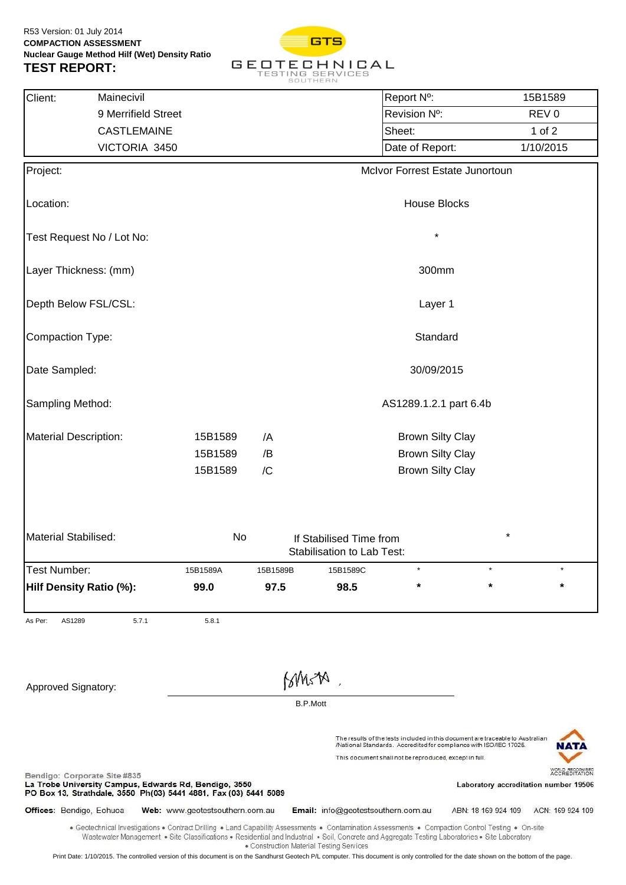R53 Version: 01 July 2014

**COMPACTION ASSESSMENT**

**Nuclear Gauge Method Hilf (Wet) Density Ratio**

# TEST REPORT:

GTS GEOTECHNICAL TESTING SERVICES SOUTHERN

| Client: | Mainecivil | Report Nº: | 15B1589 |
|---|---|---|---|
| | 9 Merrifield Street | Revision Nº: | REV 0 |
| | CASTLEMAINE | Sheet: | 1 of 2 |
| | VICTORIA 3450 | Date of Report: | 1/10/2015 |

| | |
|---|---|
| Project: | McIvor Forrest Estate Junortoun |
| Location: | House Blocks |
| Test Request No / Lot No: | * |
| Layer Thickness: (mm) | 300mm |
| Depth Below FSL/CSL: | Layer 1 |
| Compaction Type: | Standard |
| Date Sampled: | 30/09/2015 |
| Sampling Method: | AS1289.1.2.1 part 6.4b |

| Material Description: | | | |
|---|---|---|---|
| | 15B1589 | /A | Brown Silty Clay |
| | 15B1589 | /B | Brown Silty Clay |
| | 15B1589 | /C | Brown Silty Clay |

Material Stabilised: No — If Stabilised Time from Stabilisation to Lab Test: *

| Test Number: | 15B1589A | 15B1589B | 15B1589C | * | * | * |
|---|---|---|---|---|---|---|
| **Hilf Density Ratio (%):** | **99.0** | **97.5** | **98.5** | **\*** | **\*** | **\*** |

As Per: AS1289 5.7.1 5.8.1

Approved Signatory: B.P.Mott

The results of the tests included in this document are traceable to Australian /National Standards. Accredited for compliance with ISO/IEC 17025.

This document shall not be reproduced, except in full.

NATA WORLD RECOGNISED ACCREDITATION

Laboratory accreditation number 19506

Bendigo: Corporate Site #835
La Trobe University Campus, Edwards Rd, Bendigo, 3550
PO Box 13, Strathdale, 3550 Ph(03) 5441 4881, Fax (03) 5441 5089

**Offices:** Bendigo, Echuca **Web:** www.geotestsouthern.com.au **Email:** info@geotestsouthern.com.au ABN: 18 169 924 109 ACN: 169 924 109

• Geotechnical Investigations • Contract Drilling • Land Capability Assessments • Contamination Assessments • Compaction Control Testing • On-site Wastewater Management • Site Classifications • Residential and Industrial • Soil, Concrete and Aggregate Testing Laboratories • Site Laboratory • Construction Material Testing Services

Print Date: 1/10/2015. The controlled version of this document is on the Sandhurst Geotech P/L computer. This document is only controlled for the date shown on the bottom of the page.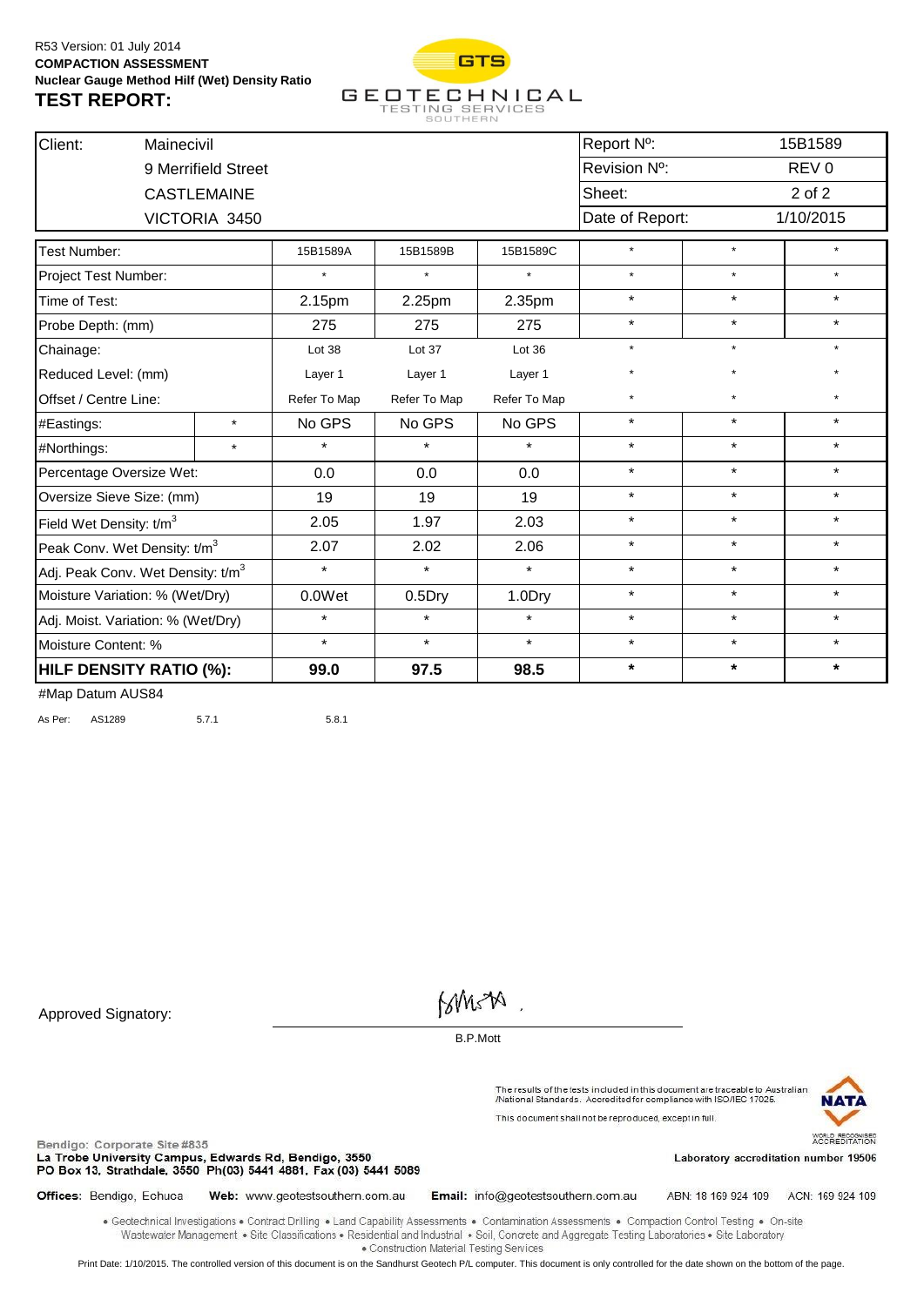R53 Version: 01 July 2014

**COMPACTION ASSESSMENT**

**Nuclear Gauge Method Hilf (Wet) Density Ratio**

# TEST REPORT:

GTS GEOTECHNICAL TESTING SERVICES SOUTHERN

| Client: | Mainecivil | Report Nº: | 15B1589 |
|---|---|---|---|
| | 9 Merrifield Street | Revision Nº: | REV 0 |
| | CASTLEMAINE | Sheet: | 2 of 2 |
| | VICTORIA 3450 | Date of Report: | 1/10/2015 |

| Test Number: | | 15B1589A | 15B1589B | 15B1589C | * | * | * |
|---|---|---|---|---|---|---|---|
| Project Test Number: | | * | * | * | * | * | * |
| Time of Test: | | 2.15pm | 2.25pm | 2.35pm | * | * | * |
| Probe Depth: (mm) | | 275 | 275 | 275 | * | * | * |
| Chainage: | | Lot 38 | Lot 37 | Lot 36 | * | * | * |
| Reduced Level: (mm) | | Layer 1 | Layer 1 | Layer 1 | * | * | * |
| Offset / Centre Line: | | Refer To Map | Refer To Map | Refer To Map | * | * | * |
| #Eastings: | * | No GPS | No GPS | No GPS | * | * | * |
| #Northings: | * | * | * | * | * | * | * |
| Percentage Oversize Wet: | | 0.0 | 0.0 | 0.0 | * | * | * |
| Oversize Sieve Size: (mm) | | 19 | 19 | 19 | * | * | * |
| Field Wet Density: $t/m^3$ | | 2.05 | 1.97 | 2.03 | * | * | * |
| Peak Conv. Wet Density: $t/m^3$ | | 2.07 | 2.02 | 2.06 | * | * | * |
| Adj. Peak Conv. Wet Density: $t/m^3$ | | * | * | * | * | * | * |
| Moisture Variation: % (Wet/Dry) | | 0.0Wet | 0.5Dry | 1.0Dry | * | * | * |
| Adj. Moist. Variation: % (Wet/Dry) | | * | * | * | * | * | * |
| Moisture Content: % | | * | * | * | * | * | * |
| **HILF DENSITY RATIO (%):** | | **99.0** | **97.5** | **98.5** | **\*** | **\*** | **\*** |

#Map Datum AUS84

As Per: AS1289 5.7.1 5.8.1

Approved Signatory:

B.P.Mott

The results of the tests included in this document are traceable to Australian /National Standards. Accredited for compliance with ISO/IEC 17025.

This document shall not be reproduced, except in full.

NATA WORLD RECOGNISED ACCREDITATION

Laboratory accreditation number 19506

Bendigo: Corporate Site #835
La Trobe University Campus, Edwards Rd, Bendigo, 3550
PO Box 13, Strathdale, 3550 Ph(03) 5441 4881, Fax (03) 5441 5089

**Offices:** Bendigo, Echuca **Web:** www.geotestsouthern.com.au **Email:** info@geotestsouthern.com.au ABN: 18 169 924 109 ACN: 169 924 109

• Geotechnical Investigations • Contract Drilling • Land Capability Assessments • Contamination Assessments • Compaction Control Testing • On-site Wastewater Management • Site Classifications • Residential and Industrial • Soil, Concrete and Aggregate Testing Laboratories • Site Laboratory • Construction Material Testing Services

Print Date: 1/10/2015. The controlled version of this document is on the Sandhurst Geotech P/L computer. This document is only controlled for the date shown on the bottom of the page.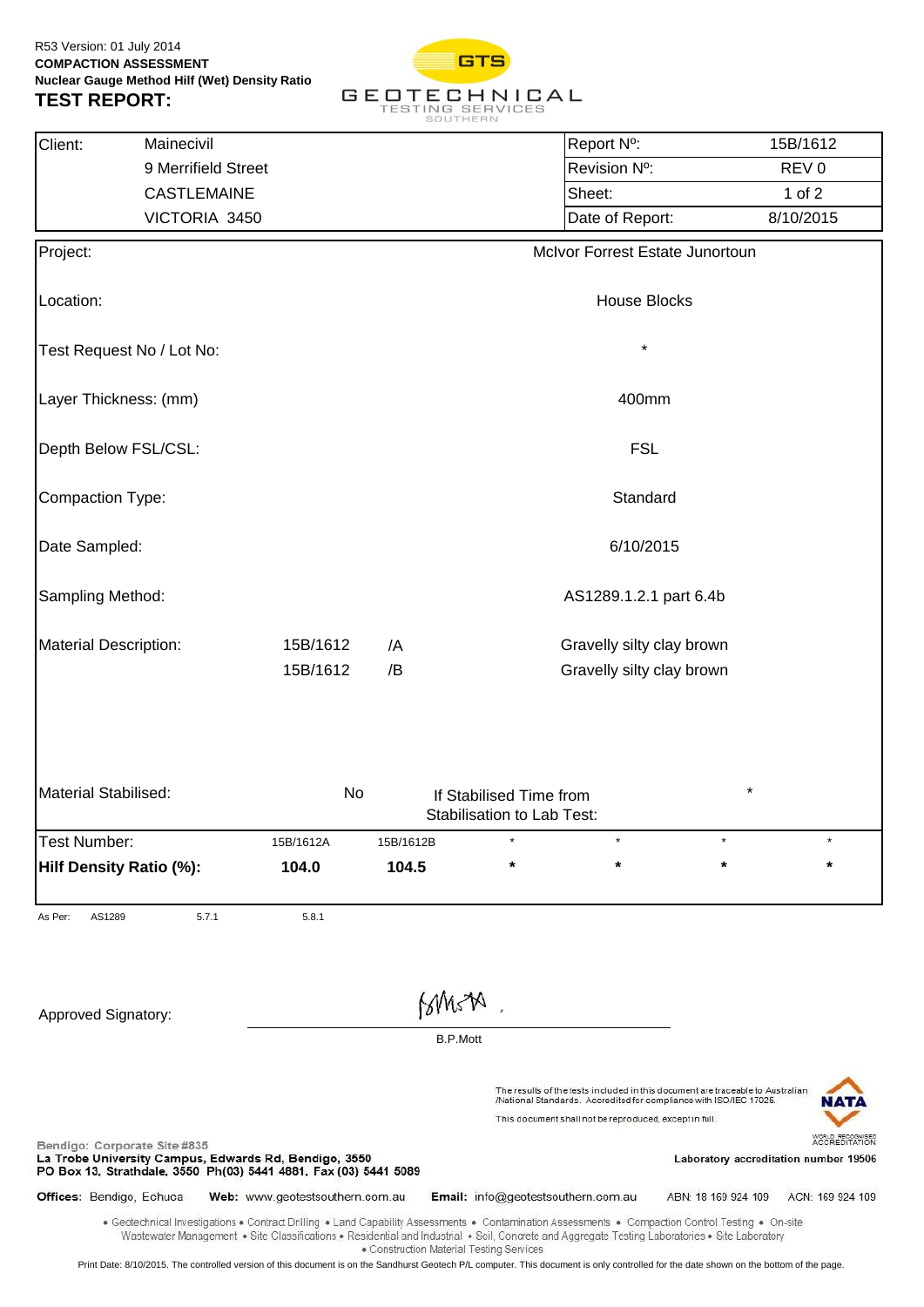R53 Version: 01 July 2014
**COMPACTION ASSESSMENT**
**Nuclear Gauge Method Hilf (Wet) Density Ratio**

# TEST REPORT:

GTS
GEOTECHNICAL TESTING SERVICES SOUTHERN

| Client: | Mainecivil | Report Nº: | 15B/1612 |
|---|---|---|---|
| | 9 Merrifield Street | Revision Nº: | REV 0 |
| | CASTLEMAINE | Sheet: | 1 of 2 |
| | VICTORIA 3450 | Date of Report: | 8/10/2015 |

| | |
|---|---|
| Project: | McIvor Forrest Estate Junortoun |
| Location: | House Blocks |
| Test Request No / Lot No: | * |
| Layer Thickness: (mm) | 400mm |
| Depth Below FSL/CSL: | FSL |
| Compaction Type: | Standard |
| Date Sampled: | 6/10/2015 |
| Sampling Method: | AS1289.1.2.1 part 6.4b |

| Material Description: | | | |
|---|---|---|---|
| | 15B/1612 | /A | Gravelly silty clay brown |
| | 15B/1612 | /B | Gravelly silty clay brown |

| Material Stabilised: | No | If Stabilised Time from Stabilisation to Lab Test: | * |
|---|---|---|---|

| Test Number: | 15B/1612A | 15B/1612B | * | * | * | * |
|---|---|---|---|---|---|---|
| **Hilf Density Ratio (%):** | **104.0** | **104.5** | * | * | * | * |

As Per: AS1289 5.7.1 5.8.1

Approved Signatory: B.P.Mott

The results of the tests included in this document are traceable to Australian /National Standards. Accredited for compliance with ISO/IEC 17025.
This document shall not be reproduced, except in full.

NATA — WORLD RECOGNISED ACCREDITATION
Laboratory accreditation number 19506

Bendigo: Corporate Site #835
La Trobe University Campus, Edwards Rd, Bendigo, 3550
PO Box 13, Strathdale, 3550 Ph(03) 5441 4881, Fax (03) 5441 5089

**Offices:** Bendigo, Echuca **Web:** www.geotestsouthern.com.au **Email:** info@geotestsouthern.com.au ABN: 18 169 924 109 ACN: 169 924 109

• Geotechnical Investigations • Contract Drilling • Land Capability Assessments • Contamination Assessments • Compaction Control Testing • On-site Wastewater Management • Site Classifications • Residential and Industrial • Soil, Concrete and Aggregate Testing Laboratories • Site Laboratory • Construction Material Testing Services

Print Date: 8/10/2015. The controlled version of this document is on the Sandhurst Geotech P/L computer. This document is only controlled for the date shown on the bottom of the page.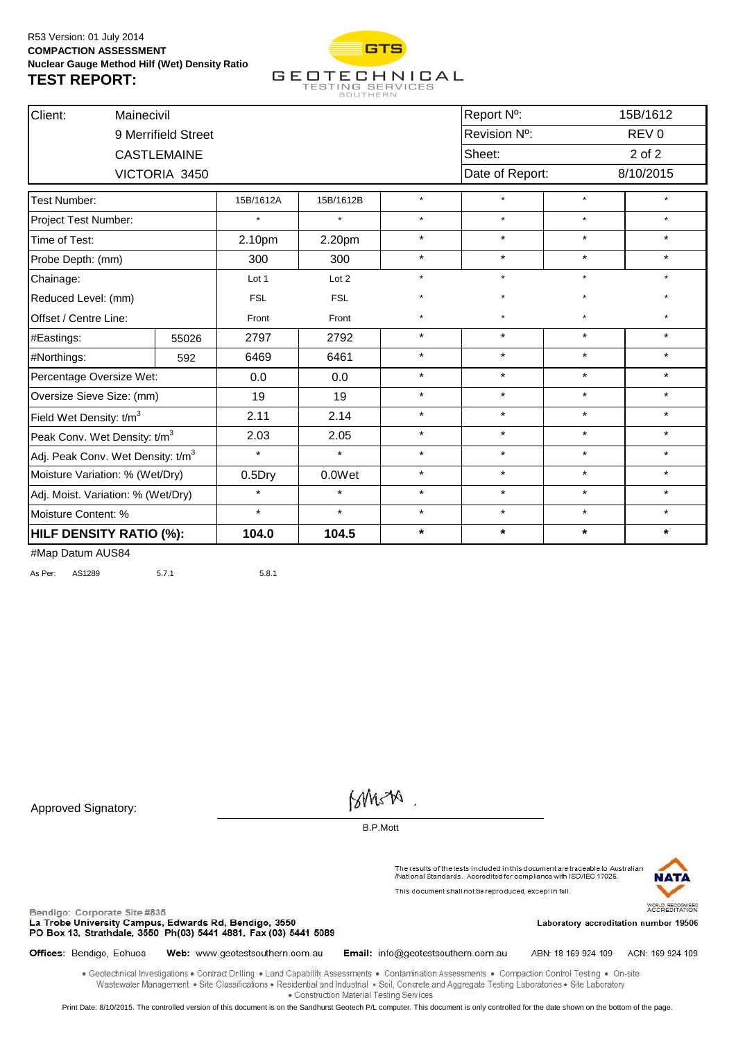R53 Version: 01 July 2014

**COMPACTION ASSESSMENT**

**Nuclear Gauge Method Hilf (Wet) Density Ratio**

## TEST REPORT:

GTS GEOTECHNICAL TESTING SERVICES SOUTHERN

| Client: | Mainecivil | Report Nº: | 15B/1612 |
|---|---|---|---|
| | 9 Merrifield Street | Revision Nº: | REV 0 |
| | CASTLEMAINE | Sheet: | 2 of 2 |
| | VICTORIA 3450 | Date of Report: | 8/10/2015 |

| Test Number: | | 15B/1612A | 15B/1612B | * | * | * | * |
|---|---|---|---|---|---|---|---|
| Project Test Number: | | * | * | * | * | * | * |
| Time of Test: | | 2.10pm | 2.20pm | * | * | * | * |
| Probe Depth: (mm) | | 300 | 300 | * | * | * | * |
| Chainage: | | Lot 1 | Lot 2 | * | * | * | * |
| Reduced Level: (mm) | | FSL | FSL | * | * | * | * |
| Offset / Centre Line: | | Front | Front | * | * | * | * |
| #Eastings: | 55026 | 2797 | 2792 | * | * | * | * |
| #Northings: | 592 | 6469 | 6461 | * | * | * | * |
| Percentage Oversize Wet: | | 0.0 | 0.0 | * | * | * | * |
| Oversize Sieve Size: (mm) | | 19 | 19 | * | * | * | * |
| Field Wet Density: $t/m^3$ | | 2.11 | 2.14 | * | * | * | * |
| Peak Conv. Wet Density: $t/m^3$ | | 2.03 | 2.05 | * | * | * | * |
| Adj. Peak Conv. Wet Density: $t/m^3$ | | * | * | * | * | * | * |
| Moisture Variation: % (Wet/Dry) | | 0.5Dry | 0.0Wet | * | * | * | * |
| Adj. Moist. Variation: % (Wet/Dry) | | * | * | * | * | * | * |
| Moisture Content: % | | * | * | * | * | * | * |
| **HILF DENSITY RATIO (%):** | | **104.0** | **104.5** | * | * | * | * |

#Map Datum AUS84

As Per: AS1289 5.7.1 5.8.1

Approved Signatory:

B.P.Mott

The results of the tests included in this document are traceable to Australian /National Standards. Accredited for compliance with ISO/IEC 17025.

This document shall not be reproduced, except in full.

NATA WORLD RECOGNISED ACCREDITATION

Laboratory accreditation number 19506

Bendigo: Corporate Site #835
La Trobe University Campus, Edwards Rd, Bendigo, 3550
PO Box 13, Strathdale, 3550 Ph(03) 5441 4881, Fax (03) 5441 5089

Offices: Bendigo, Echuca Web: www.geotestsouthern.com.au Email: info@geotestsouthern.com.au ABN: 18 169 924 109 ACN: 169 924 109

• Geotechnical Investigations • Contract Drilling • Land Capability Assessments • Contamination Assessments • Compaction Control Testing • On-site Wastewater Management • Site Classifications • Residential and Industrial • Soil, Concrete and Aggregate Testing Laboratories • Site Laboratory • Construction Material Testing Services

Print Date: 8/10/2015. The controlled version of this document is on the Sandhurst Geotech P/L computer. This document is only controlled for the date shown on the bottom of the page.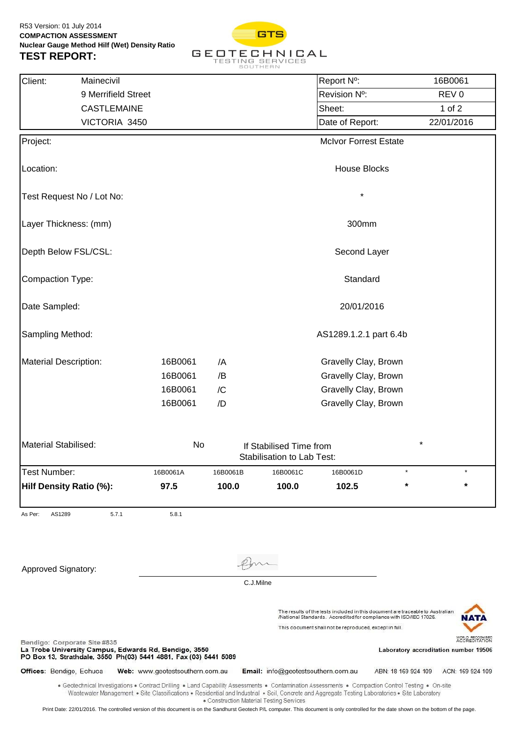R53 Version: 01 July 2014
**COMPACTION ASSESSMENT**
**Nuclear Gauge Method Hilf (Wet) Density Ratio**
**TEST REPORT:**

GTS GEOTECHNICAL TESTING SERVICES SOUTHERN

| Client: | Mainecivil | Report Nº: | 16B0061 |
|---|---|---|---|
| | 9 Merrifield Street | Revision Nº: | REV 0 |
| | CASTLEMAINE | Sheet: | 1 of 2 |
| | VICTORIA 3450 | Date of Report: | 22/01/2016 |

| | |
|---|---|
| Project: | McIvor Forrest Estate |
| Location: | House Blocks |
| Test Request No / Lot No: | * |
| Layer Thickness: (mm) | 300mm |
| Depth Below FSL/CSL: | Second Layer |
| Compaction Type: | Standard |
| Date Sampled: | 20/01/2016 |
| Sampling Method: | AS1289.1.2.1 part 6.4b |

| Material Description: | | | |
|---|---|---|---|
| | 16B0061 | /A | Gravelly Clay, Brown |
| | 16B0061 | /B | Gravelly Clay, Brown |
| | 16B0061 | /C | Gravelly Clay, Brown |
| | 16B0061 | /D | Gravelly Clay, Brown |

Material Stabilised: No | If Stabilised Time from Stabilisation to Lab Test: *

| Test Number: | 16B0061A | 16B0061B | 16B0061C | 16B0061D | * | * |
|---|---|---|---|---|---|---|
| **Hilf Density Ratio (%):** | **97.5** | **100.0** | **100.0** | **102.5** | **\*** | **\*** |

As Per: AS1289 5.7.1 5.8.1

Approved Signatory: C.J.Milne

The results of the tests included in this document are traceable to Australian /National Standards. Accredited for compliance with ISO/IEC 17025.
This document shall not be reproduced, except in full.

NATA WORLD RECOGNISED ACCREDITATION
Laboratory accreditation number 19506

Bendigo: Corporate Site #835
La Trobe University Campus, Edwards Rd, Bendigo, 3550
PO Box 13, Strathdale, 3550 Ph(03) 5441 4881, Fax (03) 5441 5089

**Offices:** Bendigo, Echuca **Web:** www.geotestsouthern.com.au **Email:** info@geotestsouthern.com.au ABN: 18 169 924 109 ACN: 169 924 109

• Geotechnical Investigations • Contract Drilling • Land Capability Assessments • Contamination Assessments • Compaction Control Testing • On-site Wastewater Management • Site Classifications • Residential and Industrial • Soil, Concrete and Aggregate Testing Laboratories • Site Laboratory • Construction Material Testing Services

Print Date: 22/01/2016. The controlled version of this document is on the Sandhurst Geotech P/L computer. This document is only controlled for the date shown on the bottom of the page.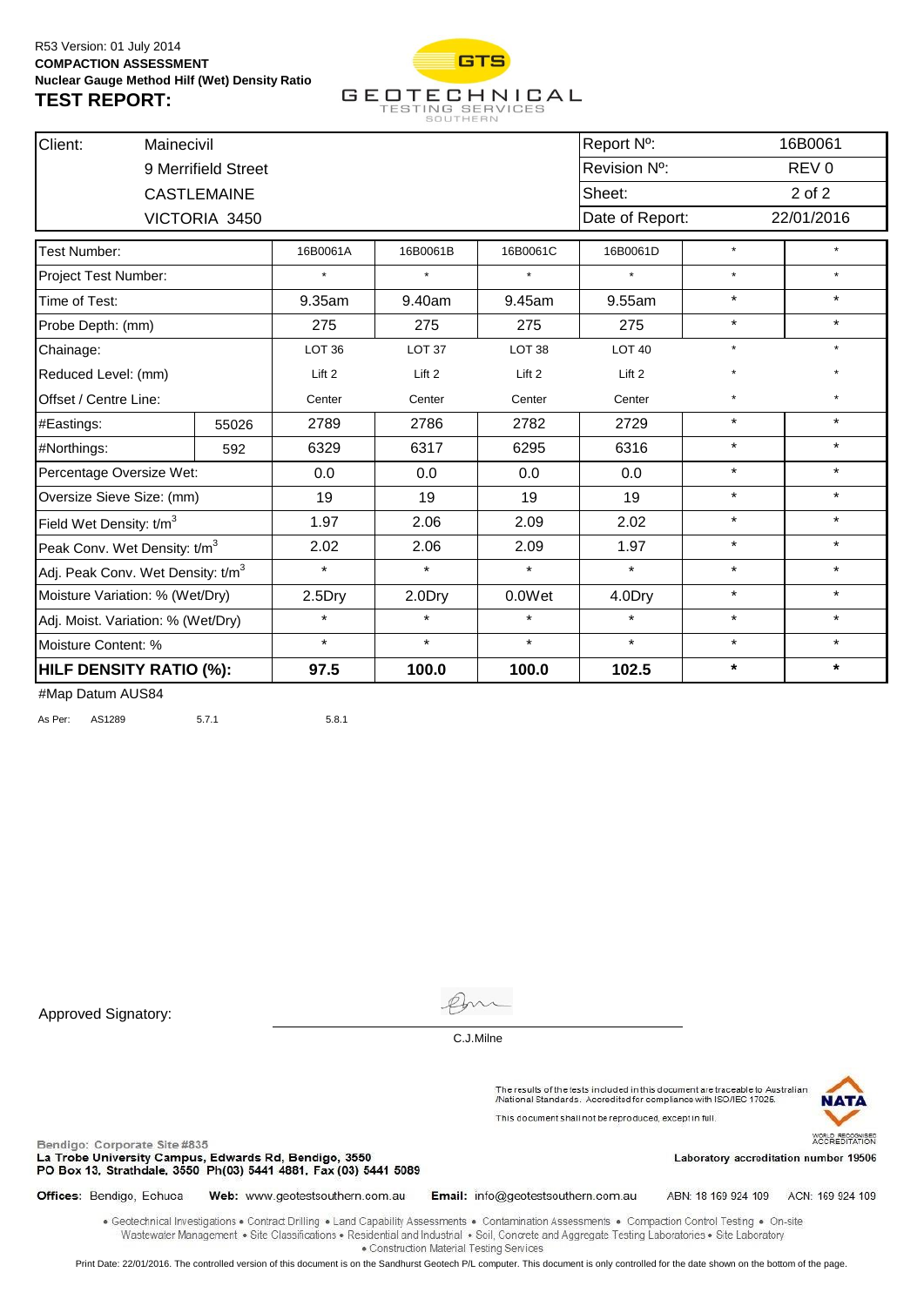R53 Version: 01 July 2014

**COMPACTION ASSESSMENT**

**Nuclear Gauge Method Hilf (Wet) Density Ratio**

# TEST REPORT:

GTS GEOTECHNICAL TESTING SERVICES SOUTHERN

| Client: | Mainecivil | Report Nº: | 16B0061 |
|---|---|---|---|
| | 9 Merrifield Street | Revision Nº: | REV 0 |
| | CASTLEMAINE | Sheet: | 2 of 2 |
| | VICTORIA 3450 | Date of Report: | 22/01/2016 |

| Test Number: | | 16B0061A | 16B0061B | 16B0061C | 16B0061D | * | * |
|---|---|---|---|---|---|---|---|
| Project Test Number: | | * | * | * | * | * | * |
| Time of Test: | | 9.35am | 9.40am | 9.45am | 9.55am | * | * |
| Probe Depth: (mm) | | 275 | 275 | 275 | 275 | * | * |
| Chainage: | | LOT 36 | LOT 37 | LOT 38 | LOT 40 | * | * |
| Reduced Level: (mm) | | Lift 2 | Lift 2 | Lift 2 | Lift 2 | * | * |
| Offset / Centre Line: | | Center | Center | Center | Center | * | * |
| #Eastings: | 55026 | 2789 | 2786 | 2782 | 2729 | * | * |
| #Northings: | 592 | 6329 | 6317 | 6295 | 6316 | * | * |
| Percentage Oversize Wet: | | 0.0 | 0.0 | 0.0 | 0.0 | * | * |
| Oversize Sieve Size: (mm) | | 19 | 19 | 19 | 19 | * | * |
| Field Wet Density: $t/m^3$ | | 1.97 | 2.06 | 2.09 | 2.02 | * | * |
| Peak Conv. Wet Density: $t/m^3$ | | 2.02 | 2.06 | 2.09 | 1.97 | * | * |
| Adj. Peak Conv. Wet Density: $t/m^3$ | | * | * | * | * | * | * |
| Moisture Variation: % (Wet/Dry) | | 2.5Dry | 2.0Dry | 0.0Wet | 4.0Dry | * | * |
| Adj. Moist. Variation: % (Wet/Dry) | | * | * | * | * | * | * |
| Moisture Content: % | | * | * | * | * | * | * |
| **HILF DENSITY RATIO (%):** | | **97.5** | **100.0** | **100.0** | **102.5** | * | * |

#Map Datum AUS84

As Per: AS1289 5.7.1 5.8.1

Approved Signatory:

C.J.Milne

The results of the tests included in this document are traceable to Australian /National Standards. Accredited for compliance with ISO/IEC 17025.

This document shall not be reproduced, except in full.

NATA WORLD RECOGNISED ACCREDITATION

Laboratory accreditation number 19506

Bendigo: Corporate Site #835
La Trobe University Campus, Edwards Rd, Bendigo, 3550
PO Box 13, Strathdale, 3550 Ph(03) 5441 4881, Fax (03) 5441 5089

Offices: Bendigo, Echuca Web: www.geotestsouthern.com.au Email: info@geotestsouthern.com.au ABN: 18 169 924 109 ACN: 169 924 109

• Geotechnical Investigations • Contract Drilling • Land Capability Assessments • Contamination Assessments • Compaction Control Testing • On-site Wastewater Management • Site Classifications • Residential and Industrial • Soil, Concrete and Aggregate Testing Laboratories • Site Laboratory • Construction Material Testing Services

Print Date: 22/01/2016. The controlled version of this document is on the Sandhurst Geotech P/L computer. This document is only controlled for the date shown on the bottom of the page.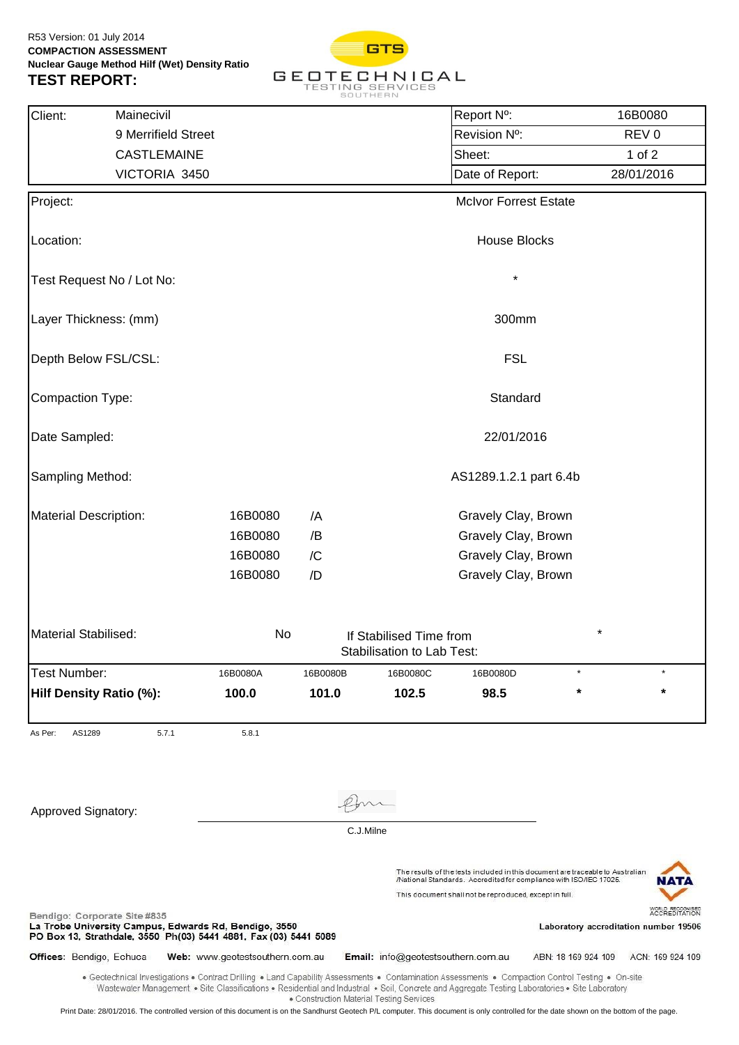R53 Version: 01 July 2014

**COMPACTION ASSESSMENT**

**Nuclear Gauge Method Hilf (Wet) Density Ratio**

# TEST REPORT:

GTS GEOTECHNICAL TESTING SERVICES SOUTHERN

| Client: | Mainecivil | Report Nº: | 16B0080 |
|---|---|---|---|
| | 9 Merrifield Street | Revision Nº: | REV 0 |
| | CASTLEMAINE | Sheet: | 1 of 2 |
| | VICTORIA 3450 | Date of Report: | 28/01/2016 |

| | |
|---|---|
| Project: | McIvor Forrest Estate |
| Location: | House Blocks |
| Test Request No / Lot No: | * |
| Layer Thickness: (mm) | 300mm |
| Depth Below FSL/CSL: | FSL |
| Compaction Type: | Standard |
| Date Sampled: | 22/01/2016 |
| Sampling Method: | AS1289.1.2.1 part 6.4b |

| Material Description: | | | |
|---|---|---|---|
| | 16B0080 | /A | Gravely Clay, Brown |
| | 16B0080 | /B | Gravely Clay, Brown |
| | 16B0080 | /C | Gravely Clay, Brown |
| | 16B0080 | /D | Gravely Clay, Brown |

Material Stabilised: No — If Stabilised Time from Stabilisation to Lab Test: *

| Test Number: | 16B0080A | 16B0080B | 16B0080C | 16B0080D | * | * |
|---|---|---|---|---|---|---|
| **Hilf Density Ratio (%):** | **100.0** | **101.0** | **102.5** | **98.5** | **\*** | **\*** |

As Per: AS1289 5.7.1 5.8.1

Approved Signatory: C.J.Milne

The results of the tests included in this document are traceable to Australian /National Standards. Accredited for compliance with ISO/IEC 17025.

This document shall not be reproduced, except in full.

NATA WORLD RECOGNISED ACCREDITATION

Laboratory accreditation number 19506

Bendigo: Corporate Site #835
La Trobe University Campus, Edwards Rd, Bendigo, 3550
PO Box 13, Strathdale, 3550 Ph(03) 5441 4881, Fax (03) 5441 5089

**Offices:** Bendigo, Echuca **Web:** www.geotestsouthern.com.au **Email:** info@geotestsouthern.com.au ABN: 18 169 924 109 ACN: 169 924 109

• Geotechnical Investigations • Contract Drilling • Land Capability Assessments • Contamination Assessments • Compaction Control Testing • On-site Wastewater Management • Site Classifications • Residential and Industrial • Soil, Concrete and Aggregate Testing Laboratories • Site Laboratory • Construction Material Testing Services

Print Date: 28/01/2016. The controlled version of this document is on the Sandhurst Geotech P/L computer. This document is only controlled for the date shown on the bottom of the page.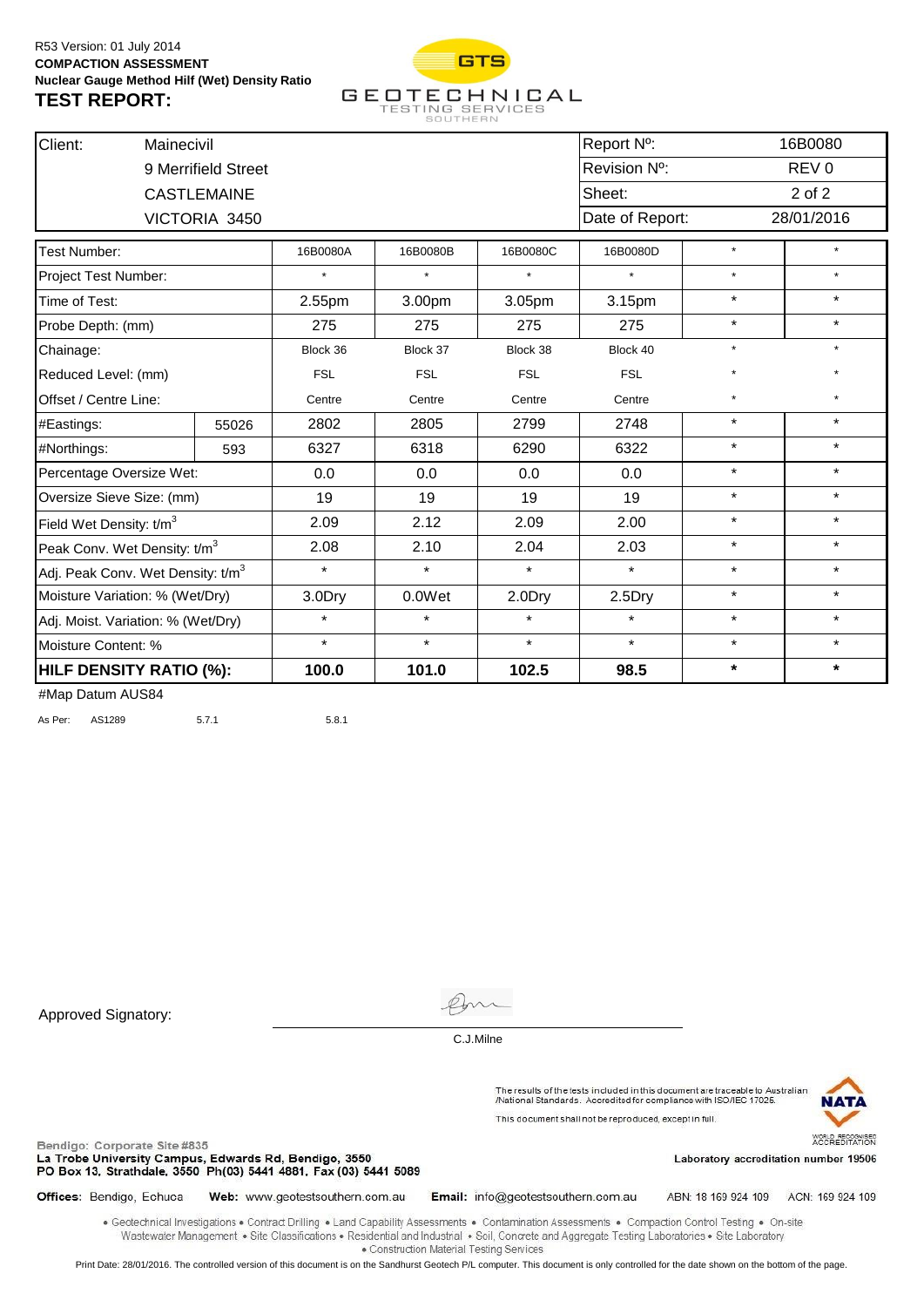R53 Version: 01 July 2014

**COMPACTION ASSESSMENT**

**Nuclear Gauge Method Hilf (Wet) Density Ratio**

# TEST REPORT:

GTS GEOTECHNICAL TESTING SERVICES SOUTHERN

| | | | |
|---|---|---|---|
| Client: | Mainecivil | Report Nº: | 16B0080 |
| | 9 Merrifield Street | Revision Nº: | REV 0 |
| | CASTLEMAINE | Sheet: | 2 of 2 |
| | VICTORIA 3450 | Date of Report: | 28/01/2016 |

| | | | | | | | |
|---|---|---|---|---|---|---|---|
| Test Number: | | 16B0080A | 16B0080B | 16B0080C | 16B0080D | * | * |
| Project Test Number: | | * | * | * | * | * | * |
| Time of Test: | | 2.55pm | 3.00pm | 3.05pm | 3.15pm | * | * |
| Probe Depth: (mm) | | 275 | 275 | 275 | 275 | * | * |
| Chainage: | | Block 36 | Block 37 | Block 38 | Block 40 | * | * |
| Reduced Level: (mm) | | FSL | FSL | FSL | FSL | * | * |
| Offset / Centre Line: | | Centre | Centre | Centre | Centre | * | * |
| #Eastings: | 55026 | 2802 | 2805 | 2799 | 2748 | * | * |
| #Northings: | 593 | 6327 | 6318 | 6290 | 6322 | * | * |
| Percentage Oversize Wet: | | 0.0 | 0.0 | 0.0 | 0.0 | * | * |
| Oversize Sieve Size: (mm) | | 19 | 19 | 19 | 19 | * | * |
| Field Wet Density: t/m$^3$ | | 2.09 | 2.12 | 2.09 | 2.00 | * | * |
| Peak Conv. Wet Density: t/m$^3$ | | 2.08 | 2.10 | 2.04 | 2.03 | * | * |
| Adj. Peak Conv. Wet Density: t/m$^3$ | | * | * | * | * | * | * |
| Moisture Variation: % (Wet/Dry) | | 3.0Dry | 0.0Wet | 2.0Dry | 2.5Dry | * | * |
| Adj. Moist. Variation: % (Wet/Dry) | | * | * | * | * | * | * |
| Moisture Content: % | | * | * | * | * | * | * |
| **HILF DENSITY RATIO (%):** | | **100.0** | **101.0** | **102.5** | **98.5** | * | * |

#Map Datum AUS84

As Per: AS1289 5.7.1 5.8.1

Approved Signatory:

C.J.Milne

The results of the tests included in this document are traceable to Australian /National Standards. Accredited for compliance with ISO/IEC 17025.

This document shall not be reproduced, except in full.

NATA WORLD RECOGNISED ACCREDITATION

Laboratory accreditation number 19506

Bendigo: Corporate Site #835

La Trobe University Campus, Edwards Rd, Bendigo, 3550

PO Box 13, Strathdale, 3550 Ph(03) 5441 4881, Fax (03) 5441 5089

**Offices:** Bendigo, Echuca **Web:** www.geotestsouthern.com.au **Email:** info@geotestsouthern.com.au ABN: 18 169 924 109 ACN: 169 924 109

• Geotechnical Investigations • Contract Drilling • Land Capability Assessments • Contamination Assessments • Compaction Control Testing • On-site Wastewater Management • Site Classifications • Residential and Industrial • Soil, Concrete and Aggregate Testing Laboratories • Site Laboratory • Construction Material Testing Services

Print Date: 28/01/2016. The controlled version of this document is on the Sandhurst Geotech P/L computer. This document is only controlled for the date shown on the bottom of the page.